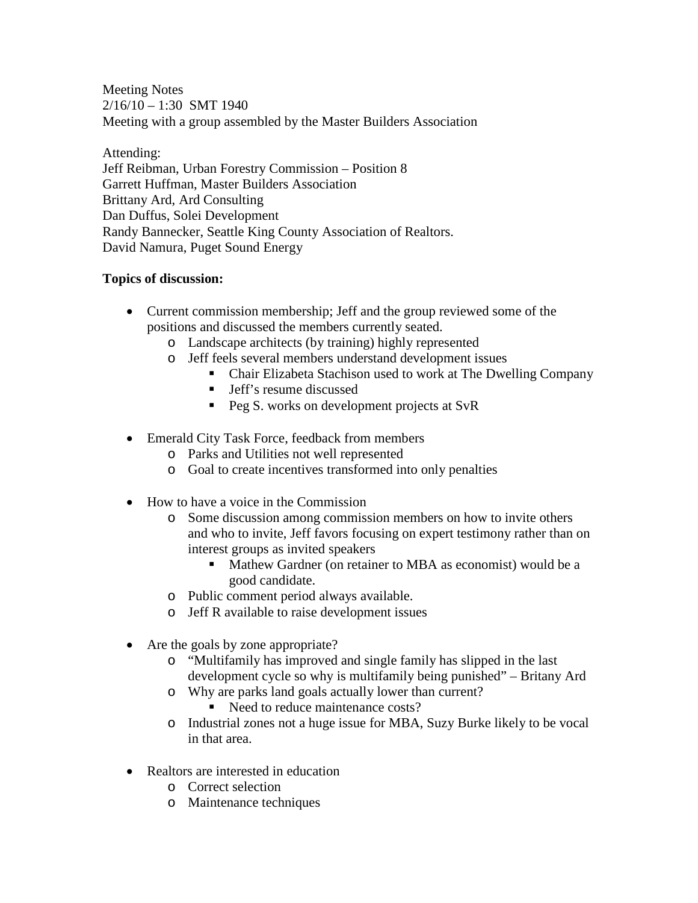Meeting Notes
2/16/10 – 1:30 SMT 1940
Meeting with a group assembled by the Master Builders Association

Attending:
Jeff Reibman, Urban Forestry Commission – Position 8
Garrett Huffman, Master Builders Association
Brittany Ard, Ard Consulting
Dan Duffus, Solei Development
Randy Bannecker, Seattle King County Association of Realtors.
David Namura, Puget Sound Energy

**Topics of discussion:**

- Current commission membership; Jeff and the group reviewed some of the positions and discussed the members currently seated.
  - Landscape architects (by training) highly represented
  - Jeff feels several members understand development issues
    - Chair Elizabeta Stachison used to work at The Dwelling Company
    - Jeff's resume discussed
    - Peg S. works on development projects at SvR
- Emerald City Task Force, feedback from members
  - Parks and Utilities not well represented
  - Goal to create incentives transformed into only penalties
- How to have a voice in the Commission
  - Some discussion among commission members on how to invite others and who to invite, Jeff favors focusing on expert testimony rather than on interest groups as invited speakers
    - Mathew Gardner (on retainer to MBA as economist) would be a good candidate.
  - Public comment period always available.
  - Jeff R available to raise development issues
- Are the goals by zone appropriate?
  - "Multifamily has improved and single family has slipped in the last development cycle so why is multifamily being punished" – Britany Ard
  - Why are parks land goals actually lower than current?
    - Need to reduce maintenance costs?
  - Industrial zones not a huge issue for MBA, Suzy Burke likely to be vocal in that area.
- Realtors are interested in education
  - Correct selection
  - Maintenance techniques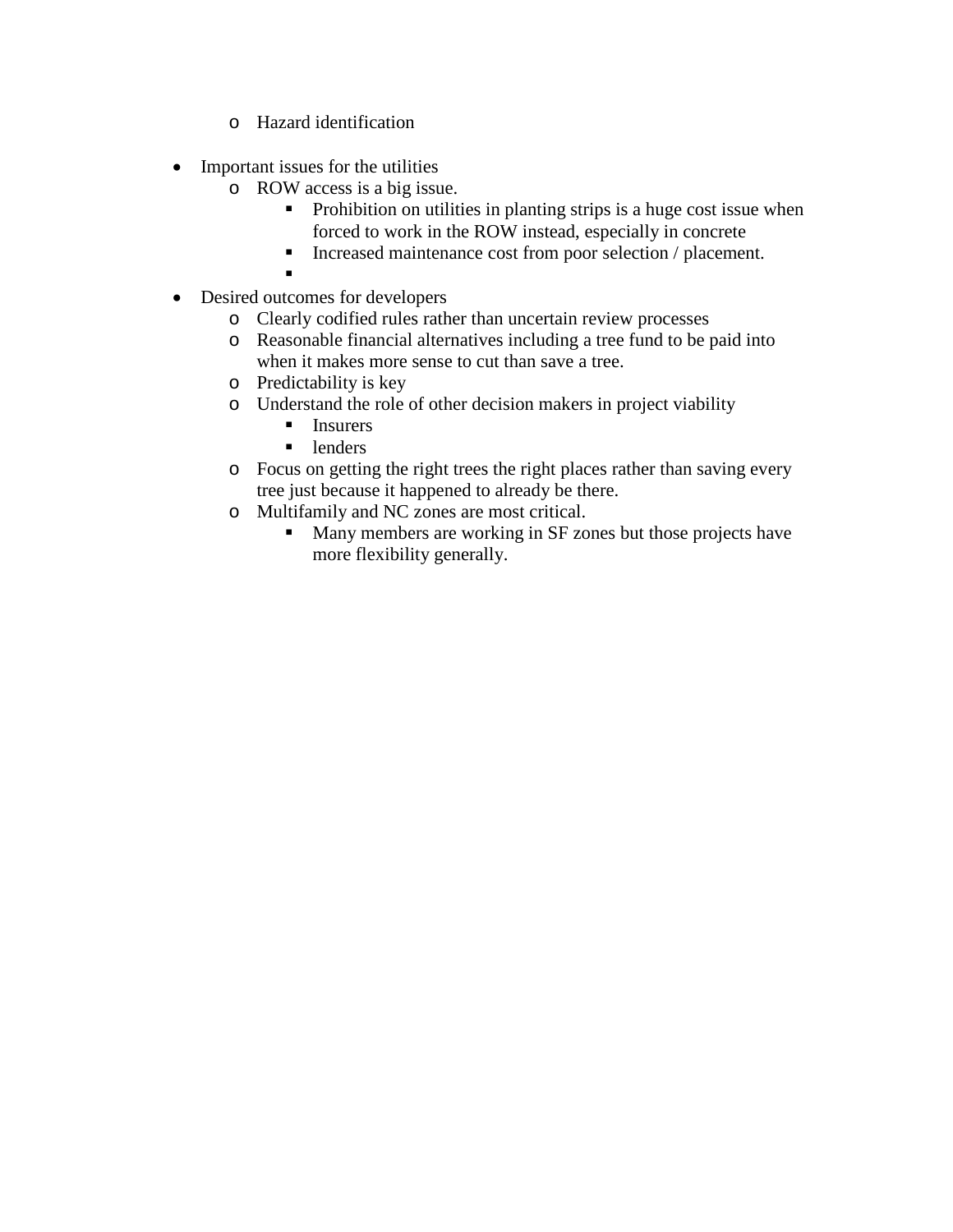- Hazard identification

- Important issues for the utilities
    - ROW access is a big issue.
        - Prohibition on utilities in planting strips is a huge cost issue when forced to work in the ROW instead, especially in concrete
        - Increased maintenance cost from poor selection / placement.
        - 
- Desired outcomes for developers
    - Clearly codified rules rather than uncertain review processes
    - Reasonable financial alternatives including a tree fund to be paid into when it makes more sense to cut than save a tree.
    - Predictability is key
    - Understand the role of other decision makers in project viability
        - Insurers
        - lenders
    - Focus on getting the right trees the right places rather than saving every tree just because it happened to already be there.
    - Multifamily and NC zones are most critical.
        - Many members are working in SF zones but those projects have more flexibility generally.